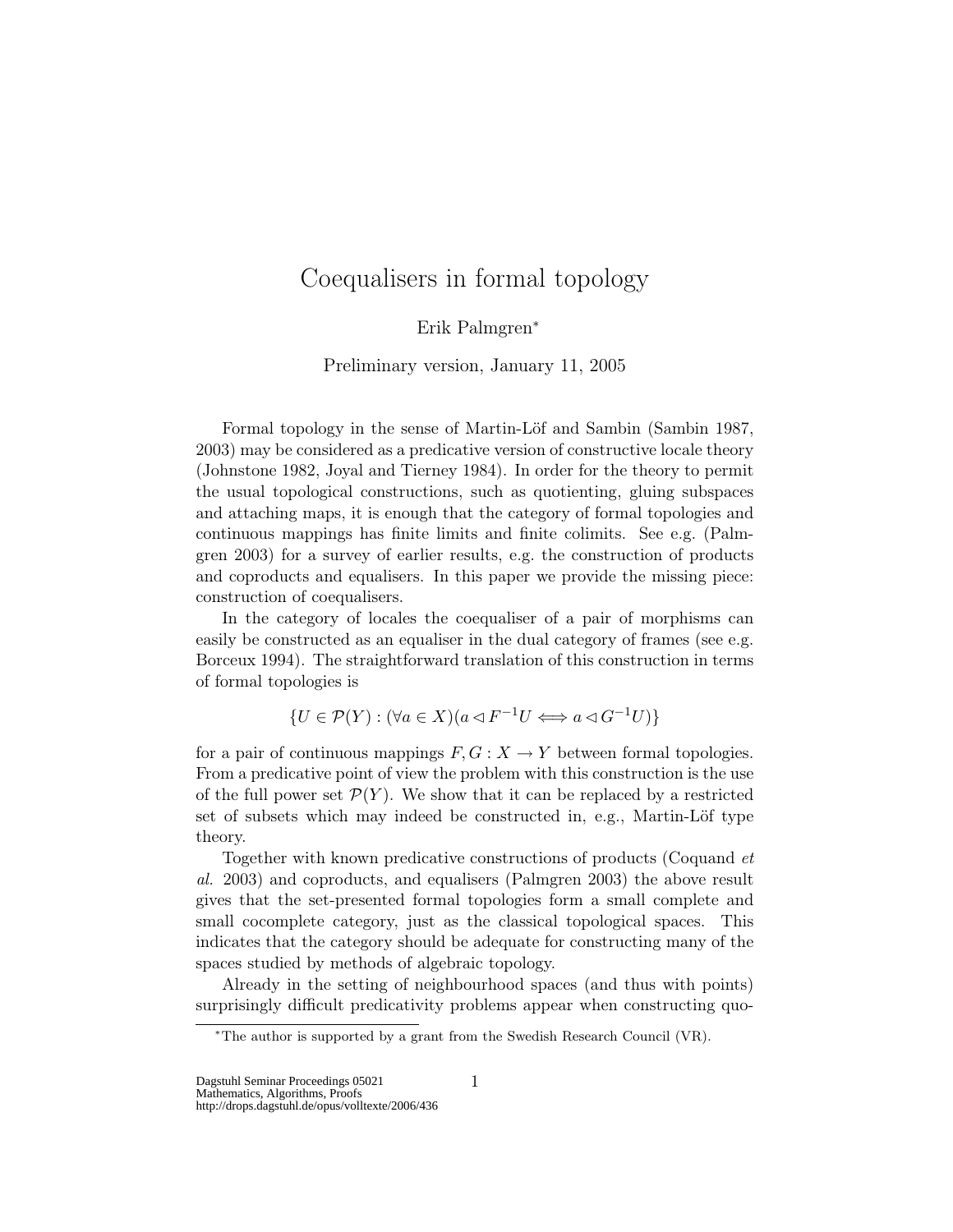# Coequalisers in formal topology

Erik Palmgren[*]

Preliminary version, January 11, 2005

Formal topology in the sense of Martin-Löf and Sambin (Sambin 1987, 2003) may be considered as a predicative version of constructive locale theory (Johnstone 1982, Joyal and Tierney 1984). In order for the theory to permit the usual topological constructions, such as quotienting, gluing subspaces and attaching maps, it is enough that the category of formal topologies and continuous mappings has finite limits and finite colimits. See e.g. (Palmgren 2003) for a survey of earlier results, e.g. the construction of products and coproducts and equalisers. In this paper we provide the missing piece: construction of coequalisers.

In the category of locales the coequaliser of a pair of morphisms can easily be constructed as an equaliser in the dual category of frames (see e.g. Borceux 1994). The straightforward translation of this construction in terms of formal topologies is

$$\{U \in \mathcal{P}(Y) : (\forall a \in X)(a \lhd F^{-1}U \iff a \lhd G^{-1}U)\}$$

for a pair of continuous mappings $F, G : X \to Y$ between formal topologies. From a predicative point of view the problem with this construction is the use of the full power set $\mathcal{P}(Y)$. We show that it can be replaced by a restricted set of subsets which may indeed be constructed in, e.g., Martin-Löf type theory.

Together with known predicative constructions of products (Coquand *et al.* 2003) and coproducts, and equalisers (Palmgren 2003) the above result gives that the set-presented formal topologies form a small complete and small cocomplete category, just as the classical topological spaces. This indicates that the category should be adequate for constructing many of the spaces studied by methods of algebraic topology.

Already in the setting of neighbourhood spaces (and thus with points) surprisingly difficult predicativity problems appear when constructing quo-

[*] The author is supported by a grant from the Swedish Research Council (VR).

Dagstuhl Seminar Proceedings 05021
Mathematics, Algorithms, Proofs
http://drops.dagstuhl.de/opus/volltexte/2006/436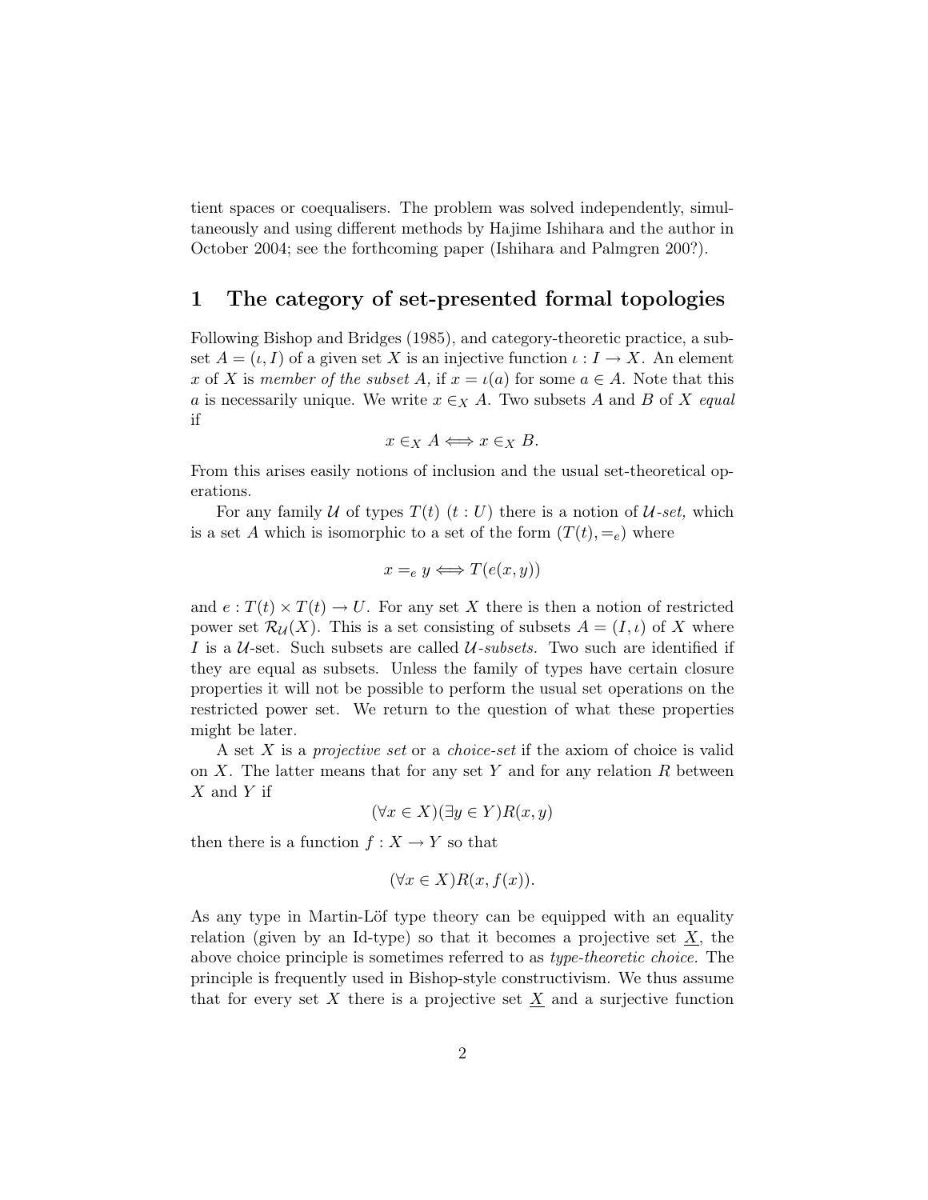tient spaces or coequalisers. The problem was solved independently, simultaneously and using different methods by Hajime Ishihara and the author in October 2004; see the forthcoming paper (Ishihara and Palmgren 200?).

## 1 The category of set-presented formal topologies

Following Bishop and Bridges (1985), and category-theoretic practice, a subset $A = (\iota, I)$ of a given set $X$ is an injective function $\iota : I \to X$. An element $x$ of $X$ is *member of the subset $A$,* if $x = \iota(a)$ for some $a \in A$. Note that this $a$ is necessarily unique. We write $x \in_X A$. Two subsets $A$ and $B$ of $X$ *equal* if

$$x \in_X A \Longleftrightarrow x \in_X B.$$

From this arises easily notions of inclusion and the usual set-theoretical operations.

For any family $\mathcal{U}$ of types $T(t)$ $(t : U)$ there is a notion of *$\mathcal{U}$-set,* which is a set $A$ which is isomorphic to a set of the form $(T(t), =_e)$ where

$$x =_e y \Longleftrightarrow T(e(x, y))$$

and $e : T(t) \times T(t) \to U$. For any set $X$ there is then a notion of restricted power set $\mathcal{R}_{\mathcal{U}}(X)$. This is a set consisting of subsets $A = (I, \iota)$ of $X$ where $I$ is a $\mathcal{U}$-set. Such subsets are called *$\mathcal{U}$-subsets.* Two such are identified if they are equal as subsets. Unless the family of types have certain closure properties it will not be possible to perform the usual set operations on the restricted power set. We return to the question of what these properties might be later.

A set $X$ is a *projective set* or a *choice-set* if the axiom of choice is valid on $X$. The latter means that for any set $Y$ and for any relation $R$ between $X$ and $Y$ if

$$(\forall x \in X)(\exists y \in Y)R(x, y)$$

then there is a function $f : X \to Y$ so that

$$(\forall x \in X)R(x, f(x)).$$

As any type in Martin-Löf type theory can be equipped with an equality relation (given by an Id-type) so that it becomes a projective set $\underline{X}$, the above choice principle is sometimes referred to as *type-theoretic choice.* The principle is frequently used in Bishop-style constructivism. We thus assume that for every set $X$ there is a projective set $\underline{X}$ and a surjective function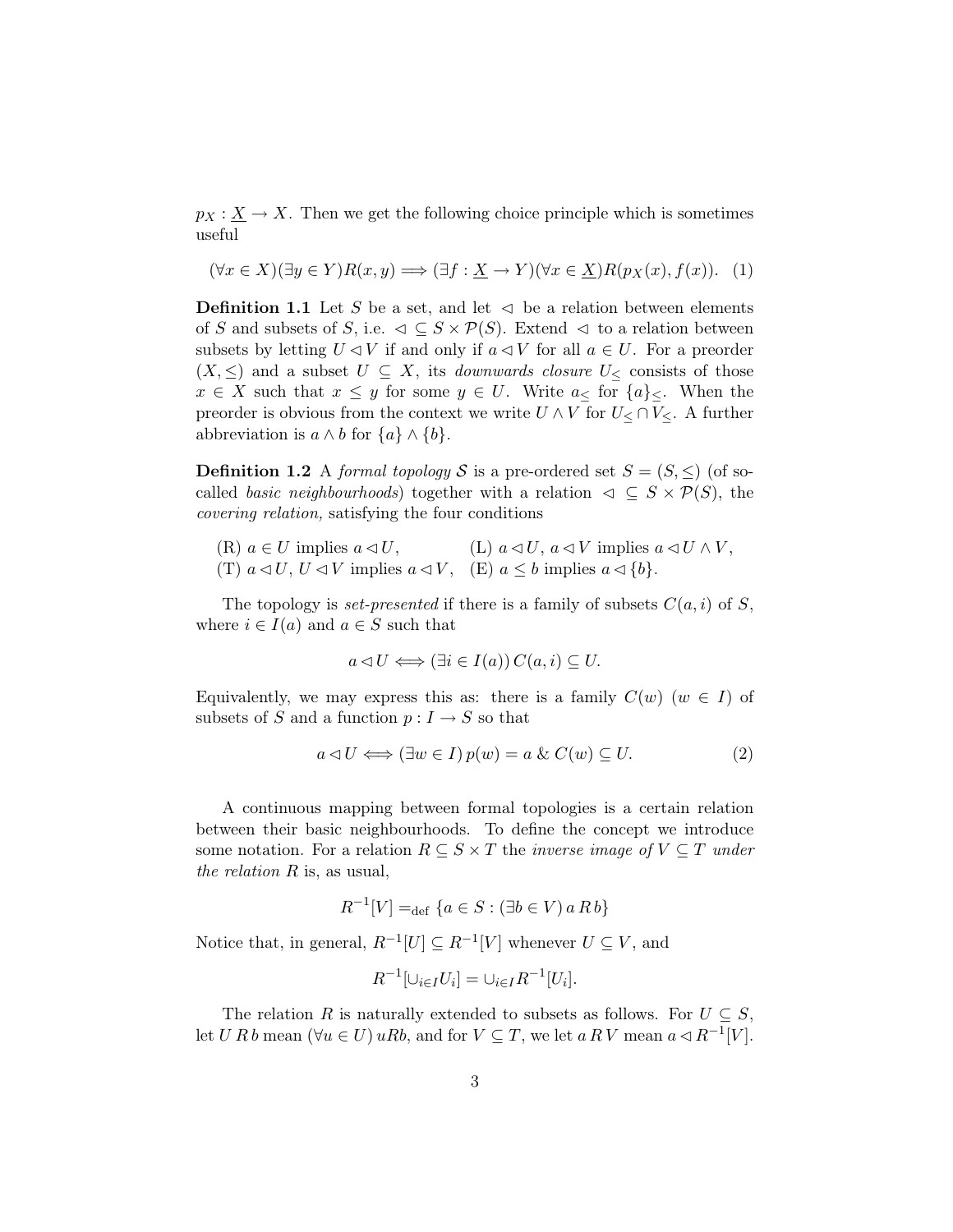$p_X : \underline{X} \to X$. Then we get the following choice principle which is sometimes useful

$$(\forall x \in X)(\exists y \in Y) R(x, y) \Longrightarrow (\exists f : \underline{X} \to Y)(\forall x \in \underline{X}) R(p_X(x), f(x)). \quad (1)$$

**Definition 1.1** Let $S$ be a set, and let $\lhd$ be a relation between elements of $S$ and subsets of $S$, i.e. $\lhd \subseteq S \times \mathcal{P}(S)$. Extend $\lhd$ to a relation between subsets by letting $U \lhd V$ if and only if $a \lhd V$ for all $a \in U$. For a preorder $(X, \leq)$ and a subset $U \subseteq X$, its *downwards closure* $U_{\leq}$ consists of those $x \in X$ such that $x \leq y$ for some $y \in U$. Write $a_{\leq}$ for $\{a\}_{\leq}$. When the preorder is obvious from the context we write $U \wedge V$ for $U_{\leq} \cap V_{\leq}$. A further abbreviation is $a \wedge b$ for $\{a\} \wedge \{b\}$.

**Definition 1.2** A *formal topology* $\mathcal{S}$ is a pre-ordered set $S = (S, \leq)$ (of so-called *basic neighbourhoods*) together with a relation $\lhd \subseteq S \times \mathcal{P}(S)$, the *covering relation,* satisfying the four conditions

(R) $a \in U$ implies $a \lhd U$, (L) $a \lhd U$, $a \lhd V$ implies $a \lhd U \wedge V$,
(T) $a \lhd U$, $U \lhd V$ implies $a \lhd V$, (E) $a \leq b$ implies $a \lhd \{b\}$.

The topology is *set-presented* if there is a family of subsets $C(a, i)$ of $S$, where $i \in I(a)$ and $a \in S$ such that

$$a \lhd U \Longleftrightarrow (\exists i \in I(a))\, C(a, i) \subseteq U.$$

Equivalently, we may express this as: there is a family $C(w)$ $(w \in I)$ of subsets of $S$ and a function $p : I \to S$ so that

$$a \lhd U \Longleftrightarrow (\exists w \in I)\, p(w) = a \;\&\; C(w) \subseteq U. \quad (2)$$

A continuous mapping between formal topologies is a certain relation between their basic neighbourhoods. To define the concept we introduce some notation. For a relation $R \subseteq S \times T$ the *inverse image of* $V \subseteq T$ *under the relation* $R$ is, as usual,

$$R^{-1}[V] =_{\text{def}} \{a \in S : (\exists b \in V)\, a\, R\, b\}$$

Notice that, in general, $R^{-1}[U] \subseteq R^{-1}[V]$ whenever $U \subseteq V$, and

$$R^{-1}[\cup_{i \in I} U_i] = \cup_{i \in I} R^{-1}[U_i].$$

The relation $R$ is naturally extended to subsets as follows. For $U \subseteq S$, let $U\, R\, b$ mean $(\forall u \in U)\, uRb$, and for $V \subseteq T$, we let $a\, R\, V$ mean $a \lhd R^{-1}[V]$.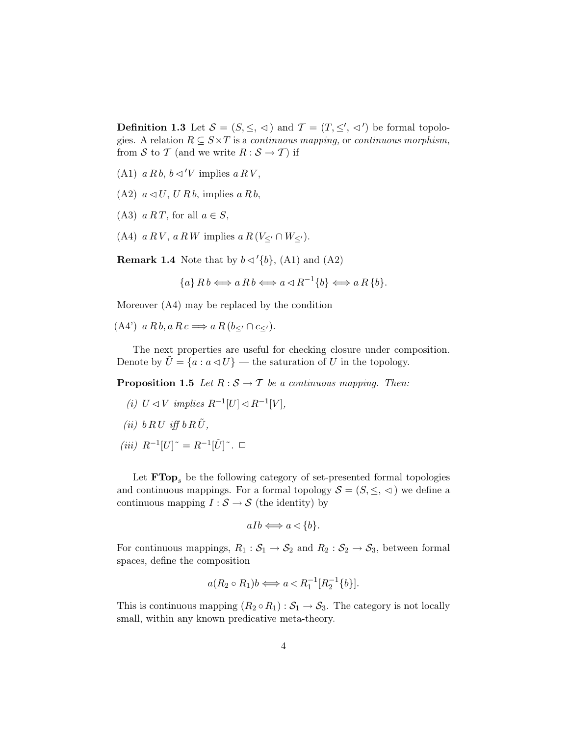**Definition 1.3** Let $\mathcal{S} = (S, \leq, \lhd)$ and $\mathcal{T} = (T, \leq', \lhd')$ be formal topologies. A relation $R \subseteq S \times T$ is a *continuous mapping,* or *continuous morphism,* from $\mathcal{S}$ to $\mathcal{T}$ (and we write $R : \mathcal{S} \to \mathcal{T}$) if

(A1) $a\, R\, b$, $b \lhd' V$ implies $a\, R\, V$,

(A2) $a \lhd U$, $U\, R\, b$, implies $a\, R\, b$,

(A3) $a\, R\, T$, for all $a \in S$,

(A4) $a\, R\, V$, $a\, R\, W$ implies $a\, R\, (V_{\leq'} \cap W_{\leq'})$.

**Remark 1.4** Note that by $b \lhd' \{b\}$, (A1) and (A2)

$$\{a\}\, R\, b \Longleftrightarrow a\, R\, b \Longleftrightarrow a \lhd R^{-1}\{b\} \Longleftrightarrow a\, R\, \{b\}.$$

Moreover (A4) may be replaced by the condition

(A4') $a\, R\, b, a\, R\, c \Longrightarrow a\, R\, (b_{\leq'} \cap c_{\leq'})$.

The next properties are useful for checking closure under composition. Denote by $\tilde{U} = \{a : a \lhd U\}$ — the saturation of $U$ in the topology.

**Proposition 1.5** *Let $R : \mathcal{S} \to \mathcal{T}$ be a continuous mapping. Then:*

*(i)* $U \lhd V$ *implies* $R^{-1}[U] \lhd R^{-1}[V]$,

*(ii)* $b\, R\, U$ *iff* $b\, R\, \tilde{U}$,

*(iii)* $R^{-1}[U]\tilde{\ } = R^{-1}[\tilde{U}]\tilde{\ }$. □

Let $\mathbf{FTop}_s$ be the following category of set-presented formal topologies and continuous mappings. For a formal topology $\mathcal{S} = (S, \leq, \lhd)$ we define a continuous mapping $I : \mathcal{S} \to \mathcal{S}$ (the identity) by

$$aIb \Longleftrightarrow a \lhd \{b\}.$$

For continuous mappings, $R_1 : \mathcal{S}_1 \to \mathcal{S}_2$ and $R_2 : \mathcal{S}_2 \to \mathcal{S}_3$, between formal spaces, define the composition

$$a(R_2 \circ R_1)b \Longleftrightarrow a \lhd R_1^{-1}[R_2^{-1}\{b\}].$$

This is continuous mapping $(R_2 \circ R_1) : \mathcal{S}_1 \to \mathcal{S}_3$. The category is not locally small, within any known predicative meta-theory.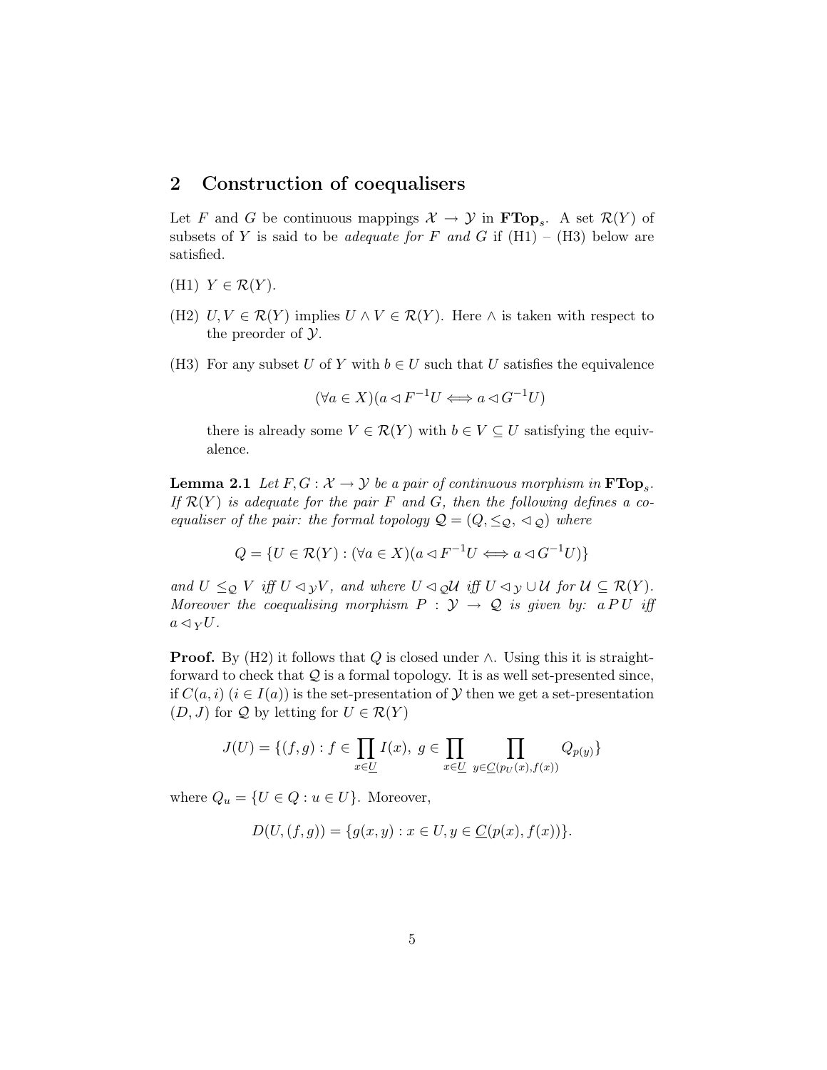## 2 Construction of coequalisers

Let $F$ and $G$ be continuous mappings $\mathcal{X} \to \mathcal{Y}$ in $\mathbf{FTop}_s$. A set $\mathcal{R}(Y)$ of subsets of $Y$ is said to be *adequate for $F$ and $G$* if (H1) – (H3) below are satisfied.

(H1) $Y \in \mathcal{R}(Y)$.

(H2) $U, V \in \mathcal{R}(Y)$ implies $U \wedge V \in \mathcal{R}(Y)$. Here $\wedge$ is taken with respect to the preorder of $\mathcal{Y}$.

(H3) For any subset $U$ of $Y$ with $b \in U$ such that $U$ satisfies the equivalence

$$(\forall a \in X)(a \lhd F^{-1}U \iff a \lhd G^{-1}U)$$

there is already some $V \in \mathcal{R}(Y)$ with $b \in V \subseteq U$ satisfying the equivalence.

**Lemma 2.1** *Let $F, G : \mathcal{X} \to \mathcal{Y}$ be a pair of continuous morphism in $\mathbf{FTop}_s$. If $\mathcal{R}(Y)$ is adequate for the pair $F$ and $G$, then the following defines a coequaliser of the pair: the formal topology $\mathcal{Q} = (Q, \leq_\mathcal{Q}, \lhd_\mathcal{Q})$ where*

$$Q = \{U \in \mathcal{R}(Y) : (\forall a \in X)(a \lhd F^{-1}U \iff a \lhd G^{-1}U)\}$$

*and $U \leq_\mathcal{Q} V$ iff $U \lhd_\mathcal{Y} V$, and where $U \lhd_\mathcal{Q} \mathcal{U}$ iff $U \lhd_\mathcal{Y} \cup \mathcal{U}$ for $\mathcal{U} \subseteq \mathcal{R}(Y)$. Moreover the coequalising morphism $P : \mathcal{Y} \to \mathcal{Q}$ is given by: $a\, P\, U$ iff $a \lhd_Y U$.*

**Proof.** By (H2) it follows that $Q$ is closed under $\wedge$. Using this it is straightforward to check that $\mathcal{Q}$ is a formal topology. It is as well set-presented since, if $C(a, i)$ $(i \in I(a))$ is the set-presentation of $\mathcal{Y}$ then we get a set-presentation $(D, J)$ for $\mathcal{Q}$ by letting for $U \in \mathcal{R}(Y)$

$$J(U) = \{(f, g) : f \in \prod_{x \in \underline{U}} I(x),\ g \in \prod_{x \in \underline{U}} \ \prod_{y \in \underline{C}(p_U(x), f(x))} Q_{p(y)}\}$$

where $Q_u = \{U \in Q : u \in U\}$. Moreover,

$$D(U, (f, g)) = \{g(x, y) : x \in U, y \in \underline{C}(p(x), f(x))\}.$$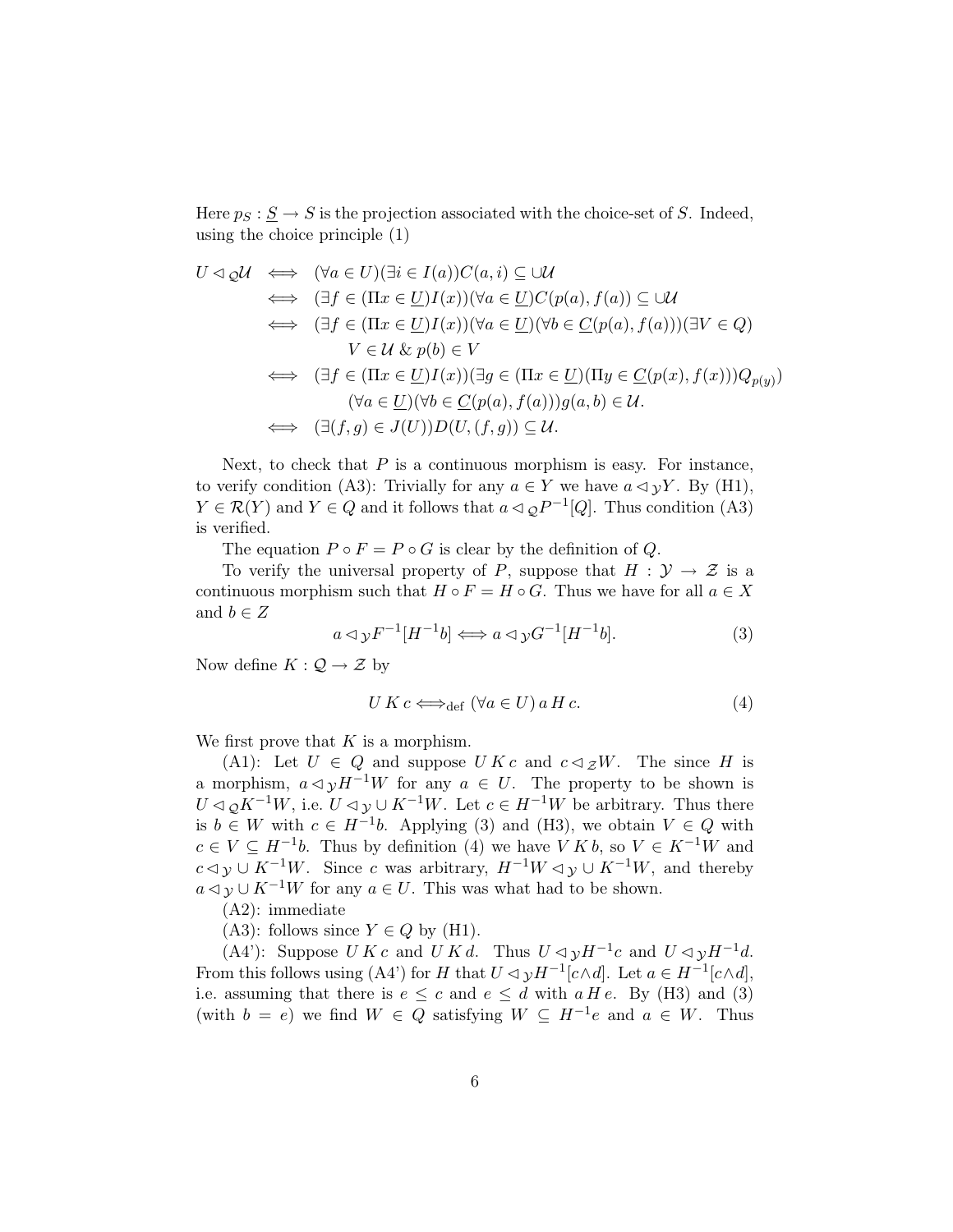Here $p_S : \underline{S} \to S$ is the projection associated with the choice-set of $S$. Indeed, using the choice principle (1)

$$
\begin{aligned}
U \lhd_{\mathcal{Q}} \mathcal{U} &\iff (\forall a \in U)(\exists i \in I(a)) C(a,i) \subseteq \cup \mathcal{U} \\
&\iff (\exists f \in (\Pi x \in \underline{U}) I(x))(\forall a \in \underline{U}) C(p(a), f(a)) \subseteq \cup \mathcal{U} \\
&\iff (\exists f \in (\Pi x \in \underline{U}) I(x))(\forall a \in \underline{U})(\forall b \in \underline{C}(p(a), f(a)))(\exists V \in Q) \\
&\qquad\quad V \in \mathcal{U} \;\&\; p(b) \in V \\
&\iff (\exists f \in (\Pi x \in \underline{U}) I(x))(\exists g \in (\Pi x \in \underline{U})(\Pi y \in \underline{C}(p(x), f(x))) Q_{p(y)}) \\
&\qquad\quad (\forall a \in \underline{U})(\forall b \in \underline{C}(p(a), f(a))) g(a,b) \in \mathcal{U}. \\
&\iff (\exists (f,g) \in J(U)) D(U, (f,g)) \subseteq \mathcal{U}.
\end{aligned}
$$

Next, to check that $P$ is a continuous morphism is easy. For instance, to verify condition (A3): Trivially for any $a \in Y$ we have $a \lhd_{\mathcal{Y}} Y$. By (H1), $Y \in \mathcal{R}(Y)$ and $Y \in Q$ and it follows that $a \lhd_{\mathcal{Q}} P^{-1}[Q]$. Thus condition (A3) is verified.

The equation $P \circ F = P \circ G$ is clear by the definition of $Q$.

To verify the universal property of $P$, suppose that $H : \mathcal{Y} \to \mathcal{Z}$ is a continuous morphism such that $H \circ F = H \circ G$. Thus we have for all $a \in X$ and $b \in Z$

$$
a \lhd_{\mathcal{Y}} F^{-1}[H^{-1}b] \iff a \lhd_{\mathcal{Y}} G^{-1}[H^{-1}b]. \tag{3}
$$

Now define $K : \mathcal{Q} \to \mathcal{Z}$ by

$$
U \, K \, c \iff_{\text{def}} (\forall a \in U) \, a \, H \, c. \tag{4}
$$

We first prove that $K$ is a morphism.

(A1): Let $U \in Q$ and suppose $U \, K \, c$ and $c \lhd_{\mathcal{Z}} W$. The since $H$ is a morphism, $a \lhd_{\mathcal{Y}} H^{-1}W$ for any $a \in U$. The property to be shown is $U \lhd_{\mathcal{Q}} K^{-1}W$, i.e. $U \lhd_{\mathcal{Y}} \cup K^{-1}W$. Let $c \in H^{-1}W$ be arbitrary. Thus there is $b \in W$ with $c \in H^{-1}b$. Applying (3) and (H3), we obtain $V \in Q$ with $c \in V \subseteq H^{-1}b$. Thus by definition (4) we have $V \, K \, b$, so $V \in K^{-1}W$ and $c \lhd_{\mathcal{Y}} \cup K^{-1}W$. Since $c$ was arbitrary, $H^{-1}W \lhd_{\mathcal{Y}} \cup K^{-1}W$, and thereby $a \lhd_{\mathcal{Y}} \cup K^{-1}W$ for any $a \in U$. This was what had to be shown.

(A2): immediate

(A3): follows since $Y \in Q$ by (H1).

(A4'): Suppose $U \, K \, c$ and $U \, K \, d$. Thus $U \lhd_{\mathcal{Y}} H^{-1}c$ and $U \lhd_{\mathcal{Y}} H^{-1}d$. From this follows using (A4') for $H$ that $U \lhd_{\mathcal{Y}} H^{-1}[c \wedge d]$. Let $a \in H^{-1}[c \wedge d]$, i.e. assuming that there is $e \leq c$ and $e \leq d$ with $a \, H \, e$. By (H3) and (3) (with $b = e$) we find $W \in Q$ satisfying $W \subseteq H^{-1}e$ and $a \in W$. Thus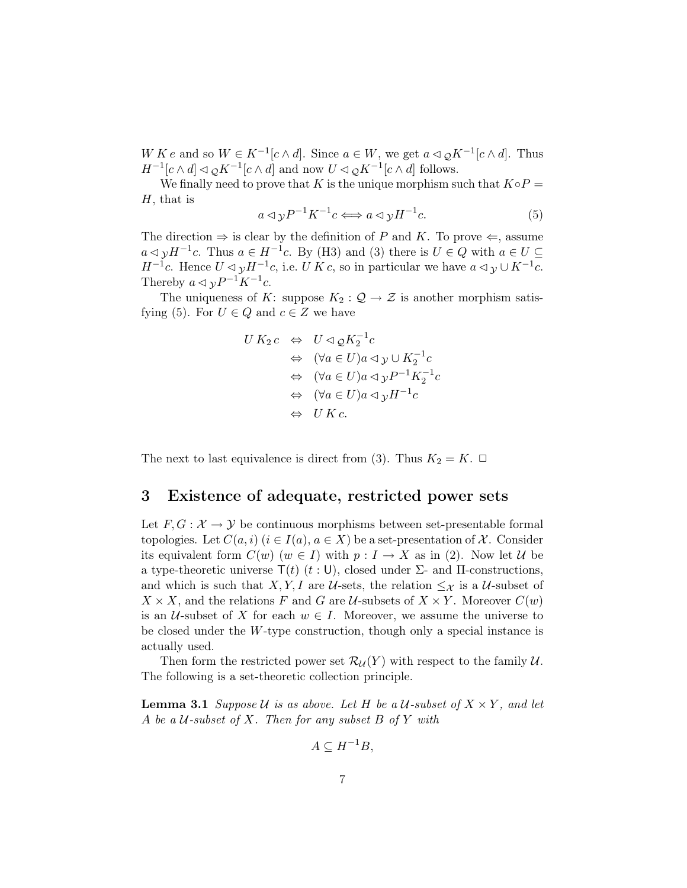$W \, K \, e$ and so $W \in K^{-1}[c \wedge d]$. Since $a \in W$, we get $a \lhd_{\mathcal{Q}} K^{-1}[c \wedge d]$. Thus $H^{-1}[c \wedge d] \lhd_{\mathcal{Q}} K^{-1}[c \wedge d]$ and now $U \lhd_{\mathcal{Q}} K^{-1}[c \wedge d]$ follows.

We finally need to prove that $K$ is the unique morphism such that $K \circ P = H$, that is

$$a \lhd_{\mathcal{Y}} P^{-1} K^{-1} c \Longleftrightarrow a \lhd_{\mathcal{Y}} H^{-1} c. \tag{5}$$

The direction $\Rightarrow$ is clear by the definition of $P$ and $K$. To prove $\Leftarrow$, assume $a \lhd_{\mathcal{Y}} H^{-1} c$. Thus $a \in H^{-1} c$. By (H3) and (3) there is $U \in Q$ with $a \in U \subseteq H^{-1} c$. Hence $U \lhd_{\mathcal{Y}} H^{-1} c$, i.e. $U \, K \, c$, so in particular we have $a \lhd_{\mathcal{Y}} \cup K^{-1} c$. Thereby $a \lhd_{\mathcal{Y}} P^{-1} K^{-1} c$.

The uniqueness of $K$: suppose $K_2 : \mathcal{Q} \to \mathcal{Z}$ is another morphism satisfying (5). For $U \in Q$ and $c \in Z$ we have

$$\begin{aligned}
U \, K_2 \, c & \Leftrightarrow U \lhd_{\mathcal{Q}} K_2^{-1} c \\
& \Leftrightarrow (\forall a \in U) a \lhd_{\mathcal{Y}} \cup K_2^{-1} c \\
& \Leftrightarrow (\forall a \in U) a \lhd_{\mathcal{Y}} P^{-1} K_2^{-1} c \\
& \Leftrightarrow (\forall a \in U) a \lhd_{\mathcal{Y}} H^{-1} c \\
& \Leftrightarrow U \, K \, c.
\end{aligned}$$

The next to last equivalence is direct from (3). Thus $K_2 = K$. $\Box$

## 3 Existence of adequate, restricted power sets

Let $F, G : \mathcal{X} \to \mathcal{Y}$ be continuous morphisms between set-presentable formal topologies. Let $C(a, i)$ ($i \in I(a)$, $a \in X$) be a set-presentation of $\mathcal{X}$. Consider its equivalent form $C(w)$ ($w \in I$) with $p : I \to X$ as in (2). Now let $\mathcal{U}$ be a type-theoretic universe $\mathsf{T}(t)$ ($t : \mathsf{U}$), closed under $\Sigma$- and $\Pi$-constructions, and which is such that $X, Y, I$ are $\mathcal{U}$-sets, the relation $\leq_{\mathcal{X}}$ is a $\mathcal{U}$-subset of $X \times X$, and the relations $F$ and $G$ are $\mathcal{U}$-subsets of $X \times Y$. Moreover $C(w)$ is an $\mathcal{U}$-subset of $X$ for each $w \in I$. Moreover, we assume the universe to be closed under the $W$-type construction, though only a special instance is actually used.

Then form the restricted power set $\mathcal{R}_{\mathcal{U}}(Y)$ with respect to the family $\mathcal{U}$. The following is a set-theoretic collection principle.

**Lemma 3.1** *Suppose $\mathcal{U}$ is as above. Let $H$ be a $\mathcal{U}$-subset of $X \times Y$, and let $A$ be a $\mathcal{U}$-subset of $X$. Then for any subset $B$ of $Y$ with*

$$A \subseteq H^{-1} B,$$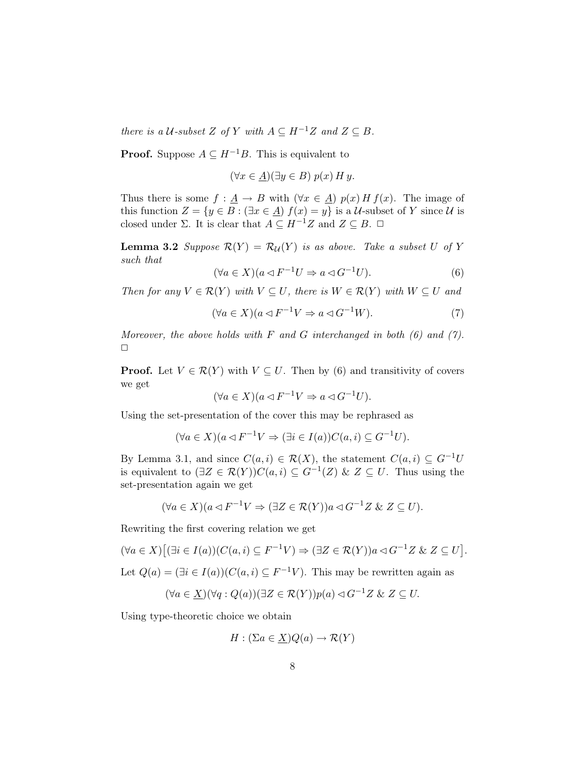*there is a $\mathcal{U}$-subset $Z$ of $Y$ with $A \subseteq H^{-1}Z$ and $Z \subseteq B$.*

**Proof.** Suppose $A \subseteq H^{-1}B$. This is equivalent to

$$(\forall x \in \underline{A})(\exists y \in B)\; p(x)\, H\, y.$$

Thus there is some $f : \underline{A} \to B$ with $(\forall x \in \underline{A})\; p(x)\, H\, f(x)$. The image of this function $Z = \{y \in B : (\exists x \in \underline{A})\; f(x) = y\}$ is a $\mathcal{U}$-subset of $Y$ since $\mathcal{U}$ is closed under $\Sigma$. It is clear that $A \subseteq H^{-1}Z$ and $Z \subseteq B$. $\Box$

**Lemma 3.2** *Suppose $\mathcal{R}(Y) = \mathcal{R}_{\mathcal{U}}(Y)$ is as above. Take a subset $U$ of $Y$ such that*

$$(\forall a \in X)(a \lhd F^{-1}U \Rightarrow a \lhd G^{-1}U). \tag{6}$$

*Then for any $V \in \mathcal{R}(Y)$ with $V \subseteq U$, there is $W \in \mathcal{R}(Y)$ with $W \subseteq U$ and*

$$(\forall a \in X)(a \lhd F^{-1}V \Rightarrow a \lhd G^{-1}W). \tag{7}$$

*Moreover, the above holds with $F$ and $G$ interchanged in both (6) and (7).* $\Box$

**Proof.** Let $V \in \mathcal{R}(Y)$ with $V \subseteq U$. Then by (6) and transitivity of covers we get

$$(\forall a \in X)(a \lhd F^{-1}V \Rightarrow a \lhd G^{-1}U).$$

Using the set-presentation of the cover this may be rephrased as

$$(\forall a \in X)(a \lhd F^{-1}V \Rightarrow (\exists i \in I(a))C(a,i) \subseteq G^{-1}U).$$

By Lemma 3.1, and since $C(a,i) \in \mathcal{R}(X)$, the statement $C(a,i) \subseteq G^{-1}U$ is equivalent to $(\exists Z \in \mathcal{R}(Y))C(a,i) \subseteq G^{-1}(Z)\ \&\ Z \subseteq U$. Thus using the set-presentation again we get

$$(\forall a \in X)(a \lhd F^{-1}V \Rightarrow (\exists Z \in \mathcal{R}(Y))a \lhd G^{-1}Z\ \&\ Z \subseteq U).$$

Rewriting the first covering relation we get

$$(\forall a \in X)\big[(\exists i \in I(a))(C(a,i) \subseteq F^{-1}V) \Rightarrow (\exists Z \in \mathcal{R}(Y))a \lhd G^{-1}Z\ \&\ Z \subseteq U\big].$$

Let $Q(a) = (\exists i \in I(a))(C(a,i) \subseteq F^{-1}V)$. This may be rewritten again as

$$(\forall a \in \underline{X})(\forall q : Q(a))(\exists Z \in \mathcal{R}(Y))p(a) \lhd G^{-1}Z\ \&\ Z \subseteq U.$$

Using type-theoretic choice we obtain

$$H : (\Sigma a \in \underline{X})Q(a) \to \mathcal{R}(Y)$$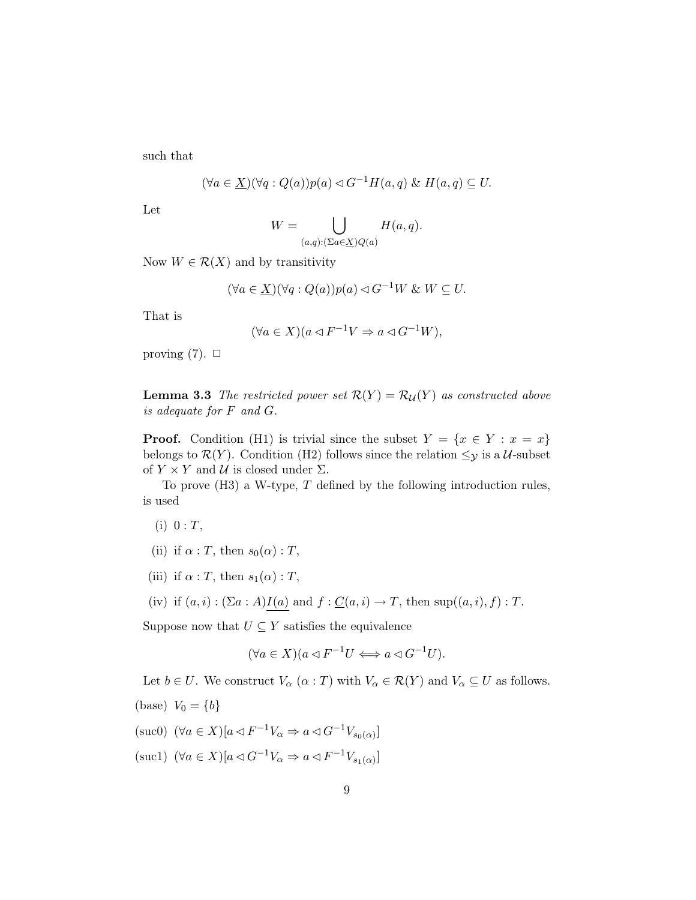such that

$$(\forall a \in \underline{X})(\forall q : Q(a)) p(a) \lhd G^{-1}H(a,q) \;\&\; H(a,q) \subseteq U.$$

Let

$$W = \bigcup_{(a,q):(\Sigma a \in \underline{X})Q(a)} H(a,q).$$

Now $W \in \mathcal{R}(X)$ and by transitivity

$$(\forall a \in \underline{X})(\forall q : Q(a)) p(a) \lhd G^{-1}W \;\&\; W \subseteq U.$$

That is

$$(\forall a \in X)(a \lhd F^{-1}V \Rightarrow a \lhd G^{-1}W),$$

proving (7). $\Box$

**Lemma 3.3** *The restricted power set $\mathcal{R}(Y) = \mathcal{R}_{\mathcal{U}}(Y)$ as constructed above is adequate for $F$ and $G$.*

**Proof.** Condition (H1) is trivial since the subset $Y = \{x \in Y : x = x\}$ belongs to $\mathcal{R}(Y)$. Condition (H2) follows since the relation $\leq_{\mathcal{Y}}$ is a $\mathcal{U}$-subset of $Y \times Y$ and $\mathcal{U}$ is closed under $\Sigma$.

To prove (H3) a W-type, $T$ defined by the following introduction rules, is used

(i) $0 : T$,

(ii) if $\alpha : T$, then $s_0(\alpha) : T$,

(iii) if $\alpha : T$, then $s_1(\alpha) : T$,

(iv) if $(a,i) : (\Sigma a : A)\underline{I(a)}$ and $f : \underline{C}(a,i) \to T$, then $\sup((a,i),f) : T$.

Suppose now that $U \subseteq Y$ satisfies the equivalence

$$(\forall a \in X)(a \lhd F^{-1}U \iff a \lhd G^{-1}U).$$

Let $b \in U$. We construct $V_\alpha$ ($\alpha : T$) with $V_\alpha \in \mathcal{R}(Y)$ and $V_\alpha \subseteq U$ as follows.

(base) $V_0 = \{b\}$

(suc0) $(\forall a \in X)[a \lhd F^{-1}V_\alpha \Rightarrow a \lhd G^{-1}V_{s_0(\alpha)}]$

(suc1) $(\forall a \in X)[a \lhd G^{-1}V_\alpha \Rightarrow a \lhd F^{-1}V_{s_1(\alpha)}]$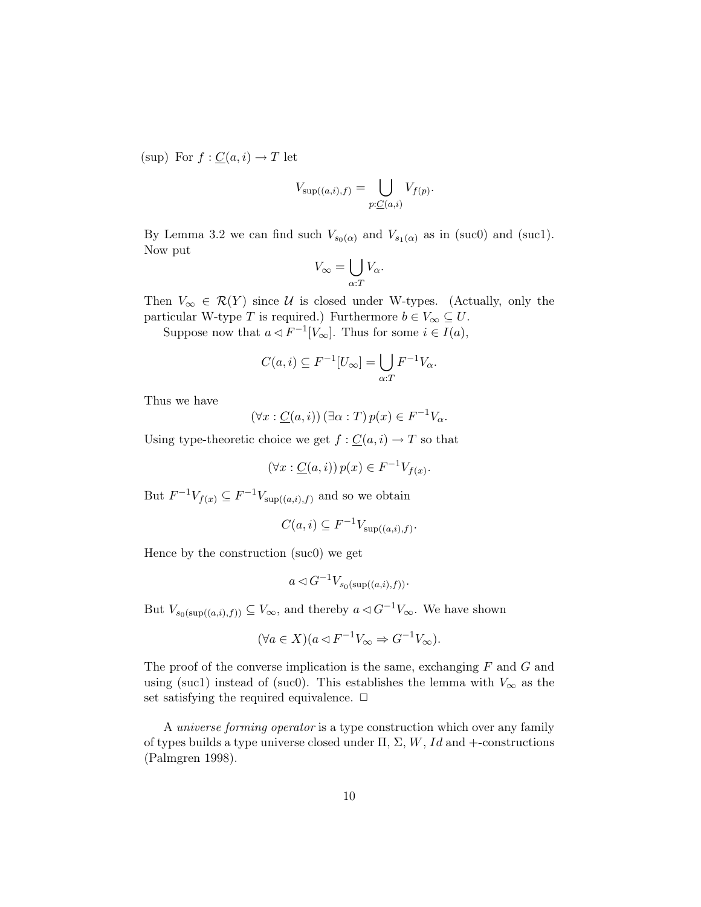(sup) For $f : \underline{C}(a, i) \to T$ let

$$V_{\sup((a,i),f)} = \bigcup_{p:\underline{C}(a,i)} V_{f(p)}.$$

By Lemma 3.2 we can find such $V_{s_0(\alpha)}$ and $V_{s_1(\alpha)}$ as in (suc0) and (suc1). Now put

$$V_\infty = \bigcup_{\alpha:T} V_\alpha.$$

Then $V_\infty \in \mathcal{R}(Y)$ since $\mathcal{U}$ is closed under W-types. (Actually, only the particular W-type $T$ is required.) Furthermore $b \in V_\infty \subseteq U$.

Suppose now that $a \lhd F^{-1}[V_\infty]$. Thus for some $i \in I(a)$,

$$C(a, i) \subseteq F^{-1}[U_\infty] = \bigcup_{\alpha:T} F^{-1}V_\alpha.$$

Thus we have

$$(\forall x : \underline{C}(a, i))\,(\exists \alpha : T)\, p(x) \in F^{-1}V_\alpha.$$

Using type-theoretic choice we get $f : \underline{C}(a, i) \to T$ so that

$$(\forall x : \underline{C}(a, i))\, p(x) \in F^{-1}V_{f(x)}.$$

But $F^{-1}V_{f(x)} \subseteq F^{-1}V_{\sup((a,i),f)}$ and so we obtain

$$C(a, i) \subseteq F^{-1}V_{\sup((a,i),f)}.$$

Hence by the construction (suc0) we get

$$a \lhd G^{-1}V_{s_0(\sup((a,i),f))}.$$

But $V_{s_0(\sup((a,i),f))} \subseteq V_\infty$, and thereby $a \lhd G^{-1}V_\infty$. We have shown

$$(\forall a \in X)(a \lhd F^{-1}V_\infty \Rightarrow G^{-1}V_\infty).$$

The proof of the converse implication is the same, exchanging $F$ and $G$ and using (suc1) instead of (suc0). This establishes the lemma with $V_\infty$ as the set satisfying the required equivalence. □

A *universe forming operator* is a type construction which over any family of types builds a type universe closed under $\Pi$, $\Sigma$, $W$, $Id$ and $+$-constructions (Palmgren 1998).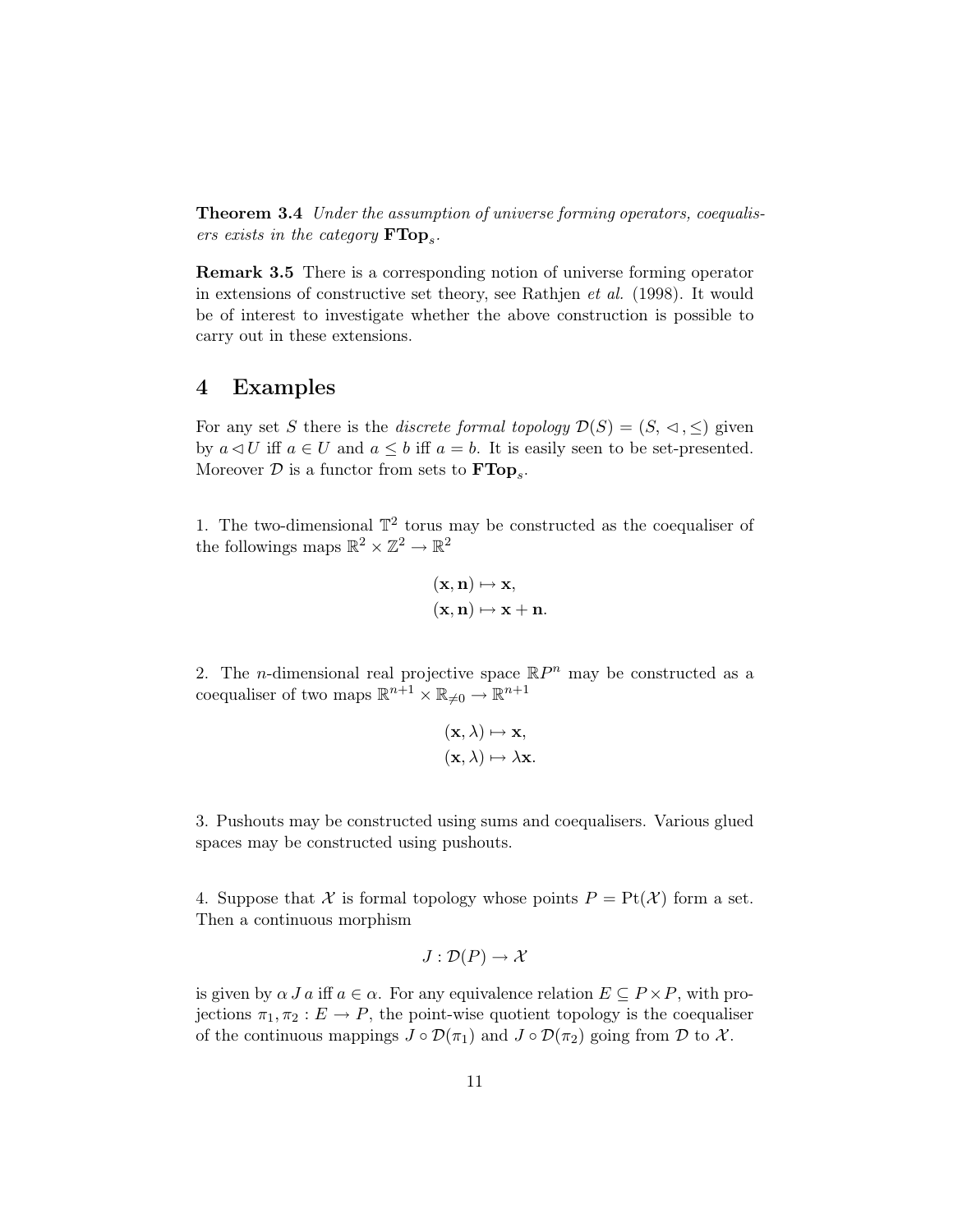**Theorem 3.4** *Under the assumption of universe forming operators, coequalisers exists in the category* $\mathbf{FTop}_s$.

**Remark 3.5** There is a corresponding notion of universe forming operator in extensions of constructive set theory, see Rathjen *et al.* (1998). It would be of interest to investigate whether the above construction is possible to carry out in these extensions.

# 4 Examples

For any set $S$ there is the *discrete formal topology* $\mathcal{D}(S) = (S, \lhd, \leq)$ given by $a \lhd U$ iff $a \in U$ and $a \leq b$ iff $a = b$. It is easily seen to be set-presented. Moreover $\mathcal{D}$ is a functor from sets to $\mathbf{FTop}_s$.

1. The two-dimensional $\mathbb{T}^2$ torus may be constructed as the coequaliser of the followings maps $\mathbb{R}^2 \times \mathbb{Z}^2 \to \mathbb{R}^2$

$$(\mathbf{x}, \mathbf{n}) \mapsto \mathbf{x},$$
$$(\mathbf{x}, \mathbf{n}) \mapsto \mathbf{x} + \mathbf{n}.$$

2. The $n$-dimensional real projective space $\mathbb{R}P^n$ may be constructed as a coequaliser of two maps $\mathbb{R}^{n+1} \times \mathbb{R}_{\neq 0} \to \mathbb{R}^{n+1}$

$$(\mathbf{x}, \lambda) \mapsto \mathbf{x},$$
$$(\mathbf{x}, \lambda) \mapsto \lambda\mathbf{x}.$$

3. Pushouts may be constructed using sums and coequalisers. Various glued spaces may be constructed using pushouts.

4. Suppose that $\mathcal{X}$ is formal topology whose points $P = \mathrm{Pt}(\mathcal{X})$ form a set. Then a continuous morphism

$$J : \mathcal{D}(P) \to \mathcal{X}$$

is given by $\alpha \, J \, a$ iff $a \in \alpha$. For any equivalence relation $E \subseteq P \times P$, with projections $\pi_1, \pi_2 : E \to P$, the point-wise quotient topology is the coequaliser of the continuous mappings $J \circ \mathcal{D}(\pi_1)$ and $J \circ \mathcal{D}(\pi_2)$ going from $\mathcal{D}$ to $\mathcal{X}$.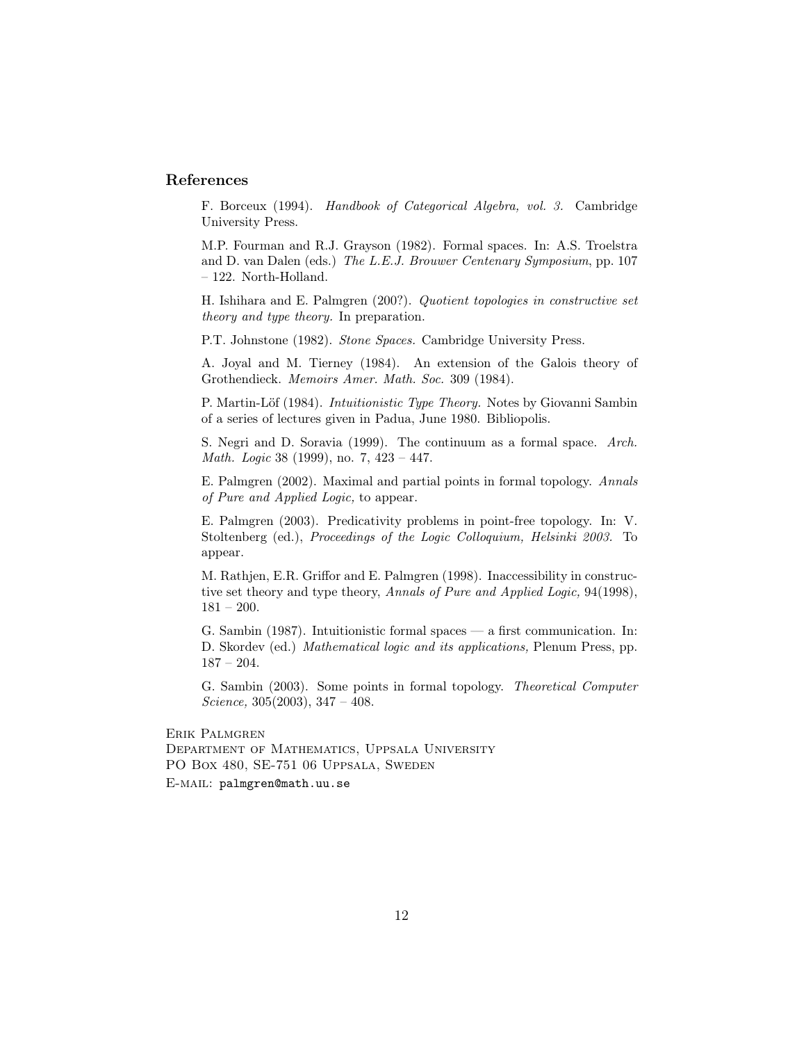## References

F. Borceux (1994). *Handbook of Categorical Algebra, vol. 3.* Cambridge University Press.

M.P. Fourman and R.J. Grayson (1982). Formal spaces. In: A.S. Troelstra and D. van Dalen (eds.) *The L.E.J. Brouwer Centenary Symposium*, pp. 107 – 122. North-Holland.

H. Ishihara and E. Palmgren (200?). *Quotient topologies in constructive set theory and type theory.* In preparation.

P.T. Johnstone (1982). *Stone Spaces.* Cambridge University Press.

A. Joyal and M. Tierney (1984). An extension of the Galois theory of Grothendieck. *Memoirs Amer. Math. Soc.* 309 (1984).

P. Martin-Löf (1984). *Intuitionistic Type Theory.* Notes by Giovanni Sambin of a series of lectures given in Padua, June 1980. Bibliopolis.

S. Negri and D. Soravia (1999). The continuum as a formal space. *Arch. Math. Logic* 38 (1999), no. 7, 423 – 447.

E. Palmgren (2002). Maximal and partial points in formal topology. *Annals of Pure and Applied Logic,* to appear.

E. Palmgren (2003). Predicativity problems in point-free topology. In: V. Stoltenberg (ed.), *Proceedings of the Logic Colloquium, Helsinki 2003.* To appear.

M. Rathjen, E.R. Griffor and E. Palmgren (1998). Inaccessibility in constructive set theory and type theory, *Annals of Pure and Applied Logic,* 94(1998), 181 – 200.

G. Sambin (1987). Intuitionistic formal spaces — a first communication. In: D. Skordev (ed.) *Mathematical logic and its applications,* Plenum Press, pp. 187 – 204.

G. Sambin (2003). Some points in formal topology. *Theoretical Computer Science,* 305(2003), 347 – 408.

Erik Palmgren
Department of Mathematics, Uppsala University
PO Box 480, SE-751 06 Uppsala, Sweden
E-mail: palmgren@math.uu.se